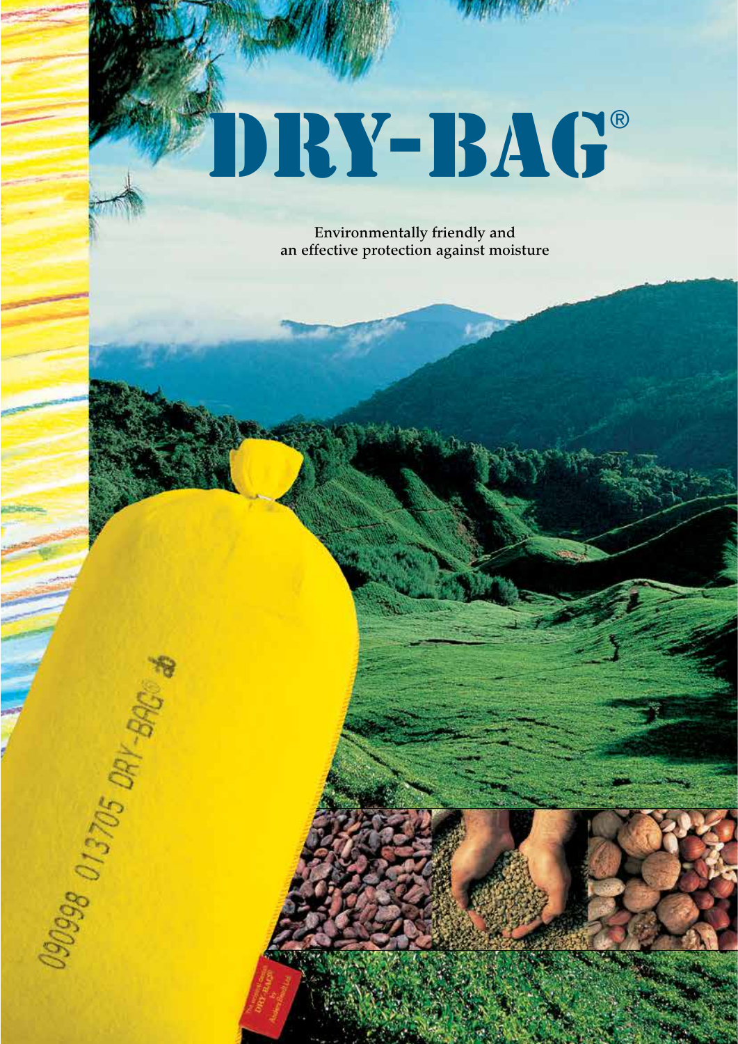# DRY-BAG®

Environmentally friendly and
an effective protection against moisture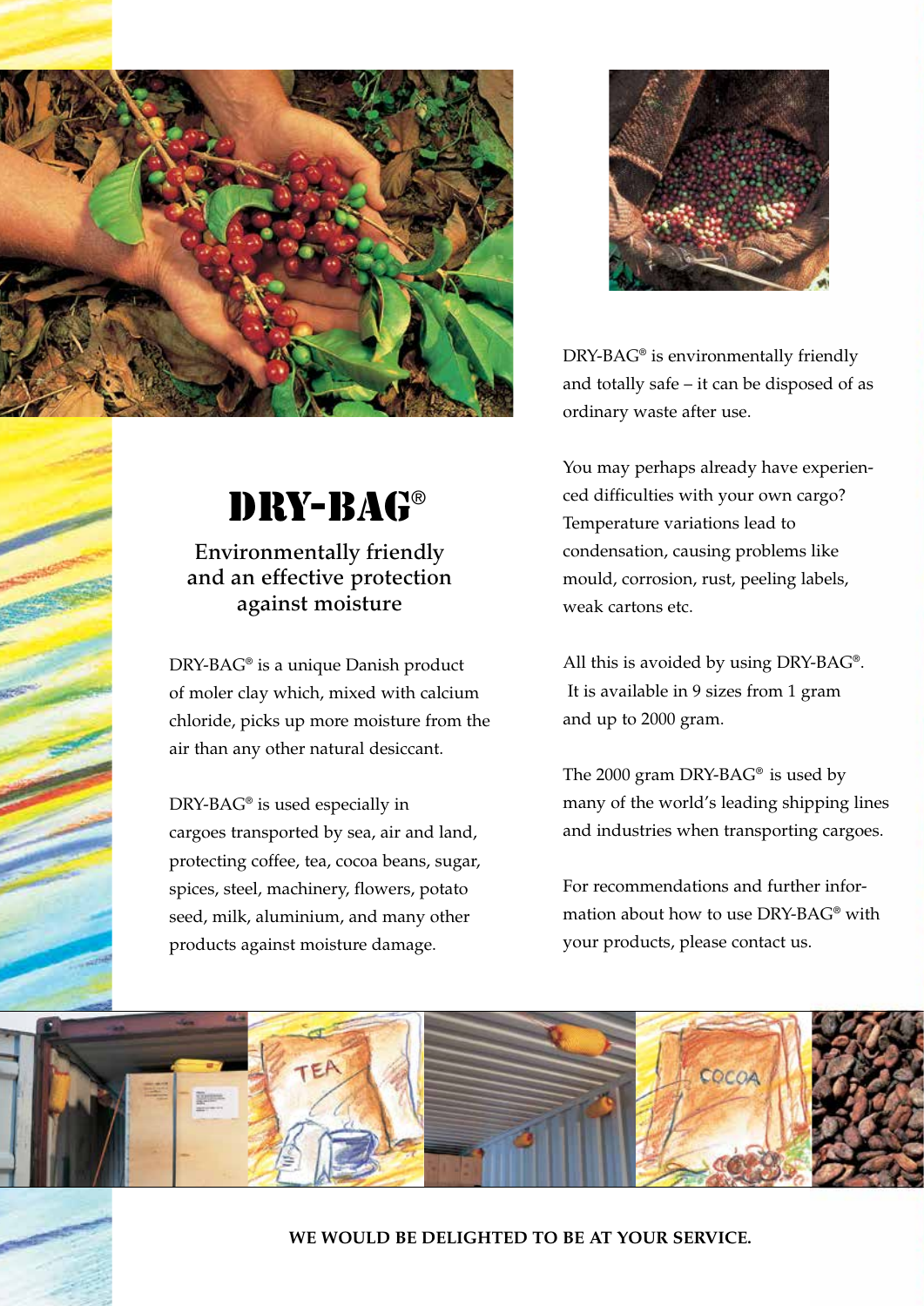# DRY-BAG®

## Environmentally friendly and an effective protection against moisture

DRY-BAG® is a unique Danish product of moler clay which, mixed with calcium chloride, picks up more moisture from the air than any other natural desiccant.

DRY-BAG® is used especially in cargoes transported by sea, air and land, protecting coffee, tea, cocoa beans, sugar, spices, steel, machinery, flowers, potato seed, milk, aluminium, and many other products against moisture damage.

DRY-BAG® is environmentally friendly and totally safe – it can be disposed of as ordinary waste after use.

You may perhaps already have experienced difficulties with your own cargo? Temperature variations lead to condensation, causing problems like mould, corrosion, rust, peeling labels, weak cartons etc.

All this is avoided by using DRY-BAG®. It is available in 9 sizes from 1 gram and up to 2000 gram.

The 2000 gram DRY-BAG® is used by many of the world's leading shipping lines and industries when transporting cargoes.

For recommendations and further information about how to use DRY-BAG® with your products, please contact us.

**WE WOULD BE DELIGHTED TO BE AT YOUR SERVICE.**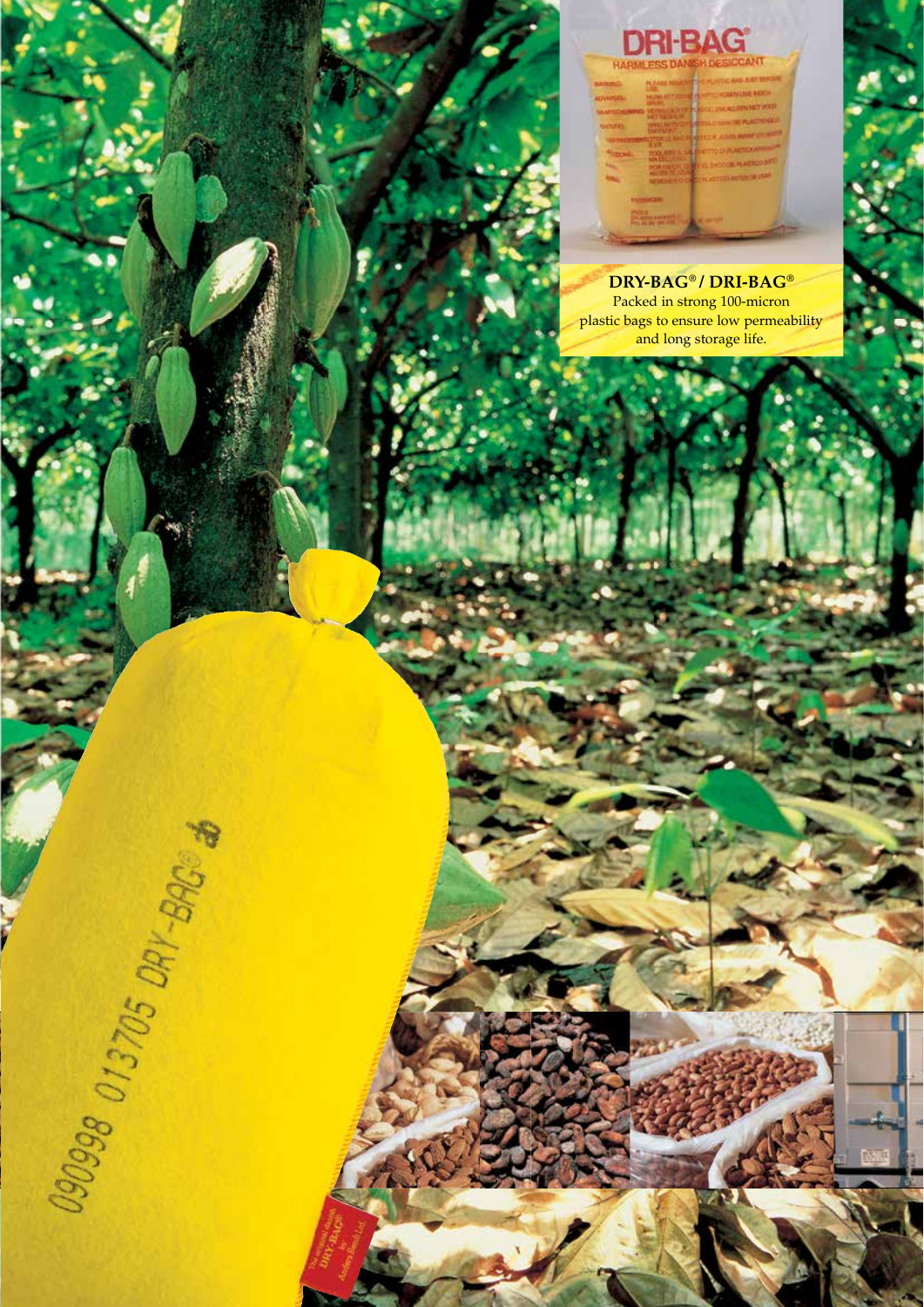**DRY-BAG® / DRI-BAG®**

Packed in strong 100-micron plastic bags to ensure low permeability and long storage life.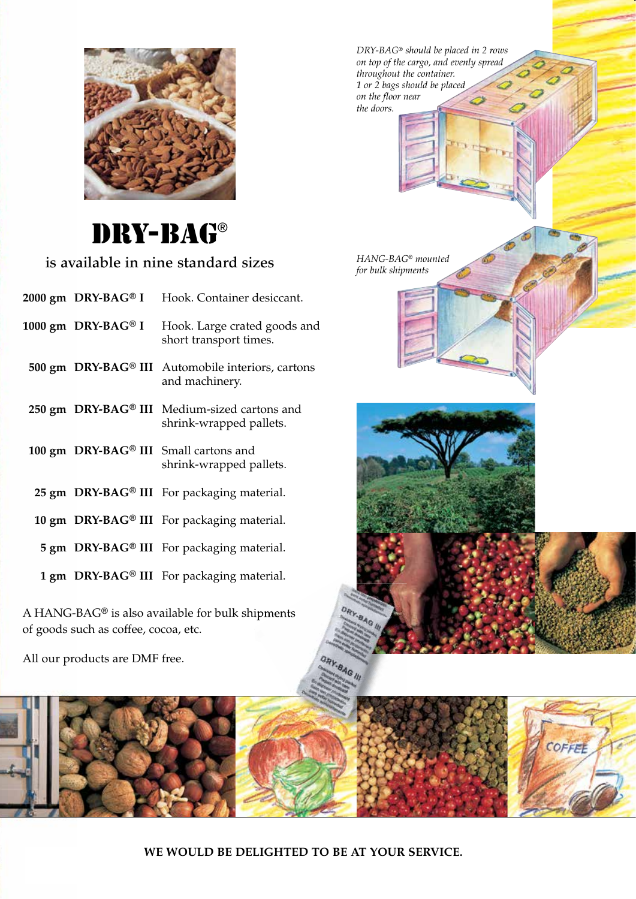# DRY-BAG®

is available in nine standard sizes

| | | |
|---|---|---|
| 2000 gm | DRY-BAG® I | Hook. Container desiccant. |
| 1000 gm | DRY-BAG® I | Hook. Large crated goods and short transport times. |
| 500 gm | DRY-BAG® III | Automobile interiors, cartons and machinery. |
| 250 gm | DRY-BAG® III | Medium-sized cartons and shrink-wrapped pallets. |
| 100 gm | DRY-BAG® III | Small cartons and shrink-wrapped pallets. |
| 25 gm | DRY-BAG® III | For packaging material. |
| 10 gm | DRY-BAG® III | For packaging material. |
| 5 gm | DRY-BAG® III | For packaging material. |
| 1 gm | DRY-BAG® III | For packaging material. |

A HANG-BAG® is also available for bulk shipments of goods such as coffee, cocoa, etc.

All our products are DMF free.

*DRY-BAG® should be placed in 2 rows on top of the cargo, and evenly spread throughout the container. 1 or 2 bags should be placed on the floor near the doors.*

*HANG-BAG® mounted for bulk shipments*

**WE WOULD BE DELIGHTED TO BE AT YOUR SERVICE.**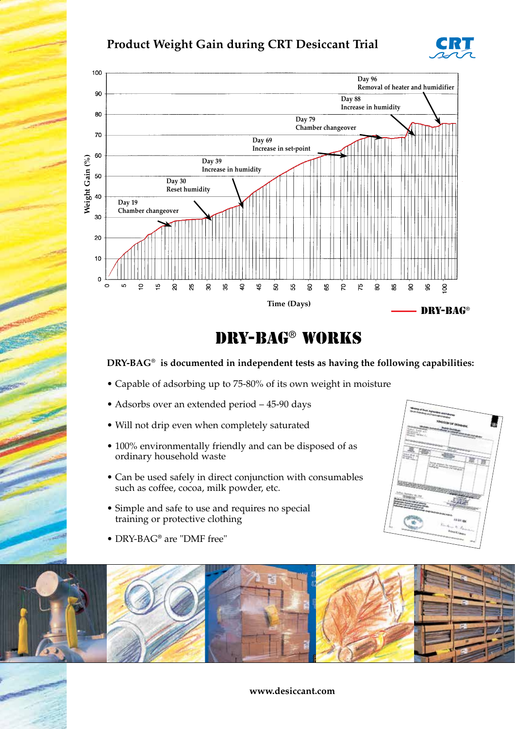## Product Weight Gain during CRT Desiccant Trial

Day 19 Chamber changeover

Day 30 Reset humidity

Day 39 Increase in humidity

Day 69 Increase in set-point

Day 79 Chamber changeover

Day 88 Increase in humidity

Day 96 Removal of heater and humidifier

Weight Gain (%)

Time (Days)

DRY-BAG®

# DRY-BAG® WORKS

**DRY-BAG® is documented in independent tests as having the following capabilities:**

- Capable of adsorbing up to 75-80% of its own weight in moisture
- Adsorbs over an extended period – 45-90 days
- Will not drip even when completely saturated
- 100% environmentally friendly and can be disposed of as ordinary household waste
- Can be used safely in direct conjunction with consumables such as coffee, cocoa, milk powder, etc.
- Simple and safe to use and requires no special training or protective clothing
- DRY-BAG® are "DMF free"

www.desiccant.com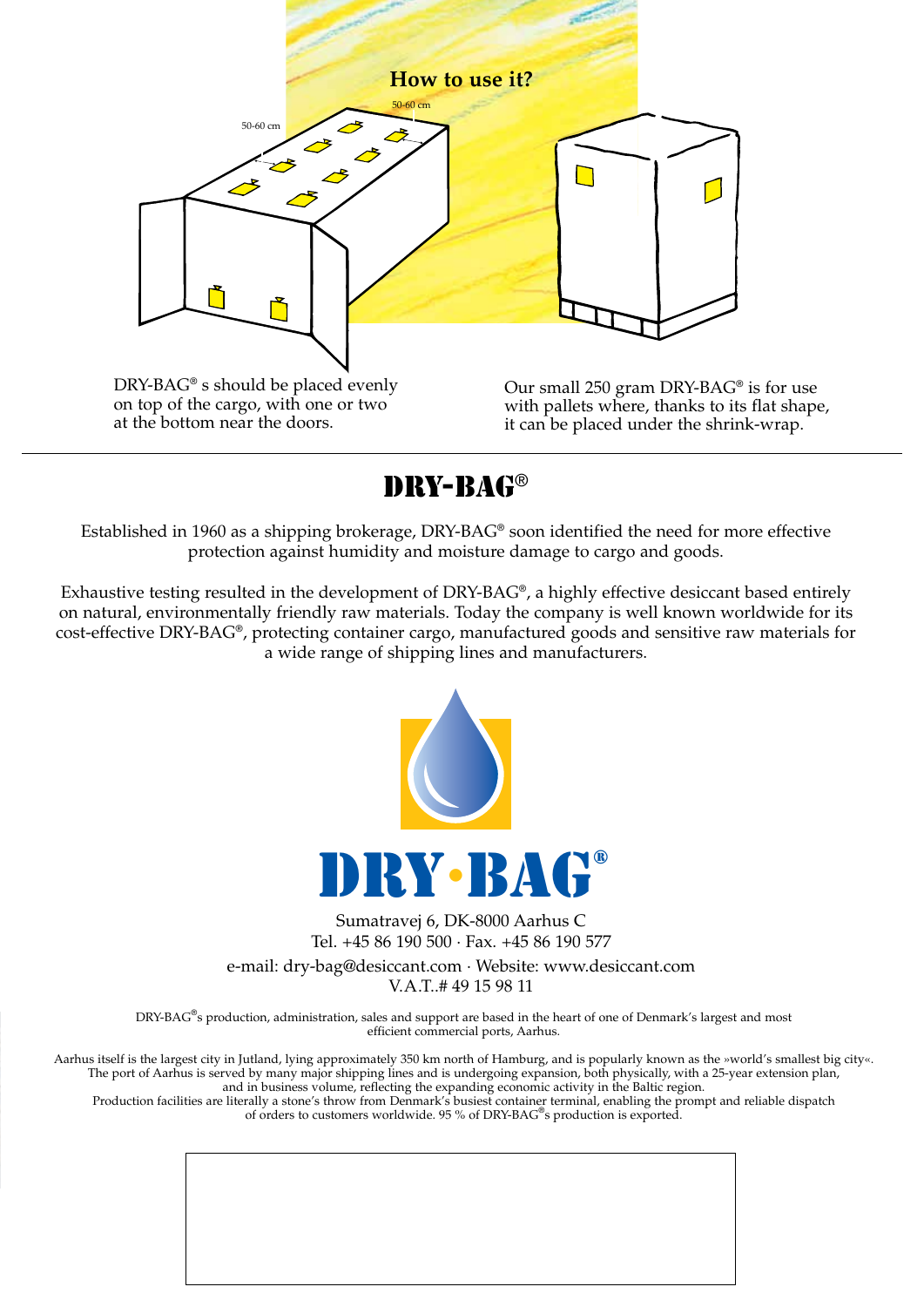## How to use it?

50-60 cm

50-60 cm

DRY-BAG® s should be placed evenly on top of the cargo, with one or two at the bottom near the doors.

Our small 250 gram DRY-BAG® is for use with pallets where, thanks to its flat shape, it can be placed under the shrink-wrap.

# DRY-BAG®

Established in 1960 as a shipping brokerage, DRY-BAG® soon identified the need for more effective protection against humidity and moisture damage to cargo and goods.

Exhaustive testing resulted in the development of DRY-BAG®, a highly effective desiccant based entirely on natural, environmentally friendly raw materials. Today the company is well known worldwide for its cost-effective DRY-BAG®, protecting container cargo, manufactured goods and sensitive raw materials for a wide range of shipping lines and manufacturers.

DRY·BAG®

Sumatravej 6, DK-8000 Aarhus C
Tel. +45 86 190 500 · Fax. +45 86 190 577

e-mail: dry-bag@desiccant.com · Website: www.desiccant.com
V.A.T..# 49 15 98 11

DRY-BAG®s production, administration, sales and support are based in the heart of one of Denmark's largest and most efficient commercial ports, Aarhus.

Aarhus itself is the largest city in Jutland, lying approximately 350 km north of Hamburg, and is popularly known as the »world's smallest big city«. The port of Aarhus is served by many major shipping lines and is undergoing expansion, both physically, with a 25-year extension plan, and in business volume, reflecting the expanding economic activity in the Baltic region.
Production facilities are literally a stone's throw from Denmark's busiest container terminal, enabling the prompt and reliable dispatch of orders to customers worldwide. 95 % of DRY-BAG®s production is exported.